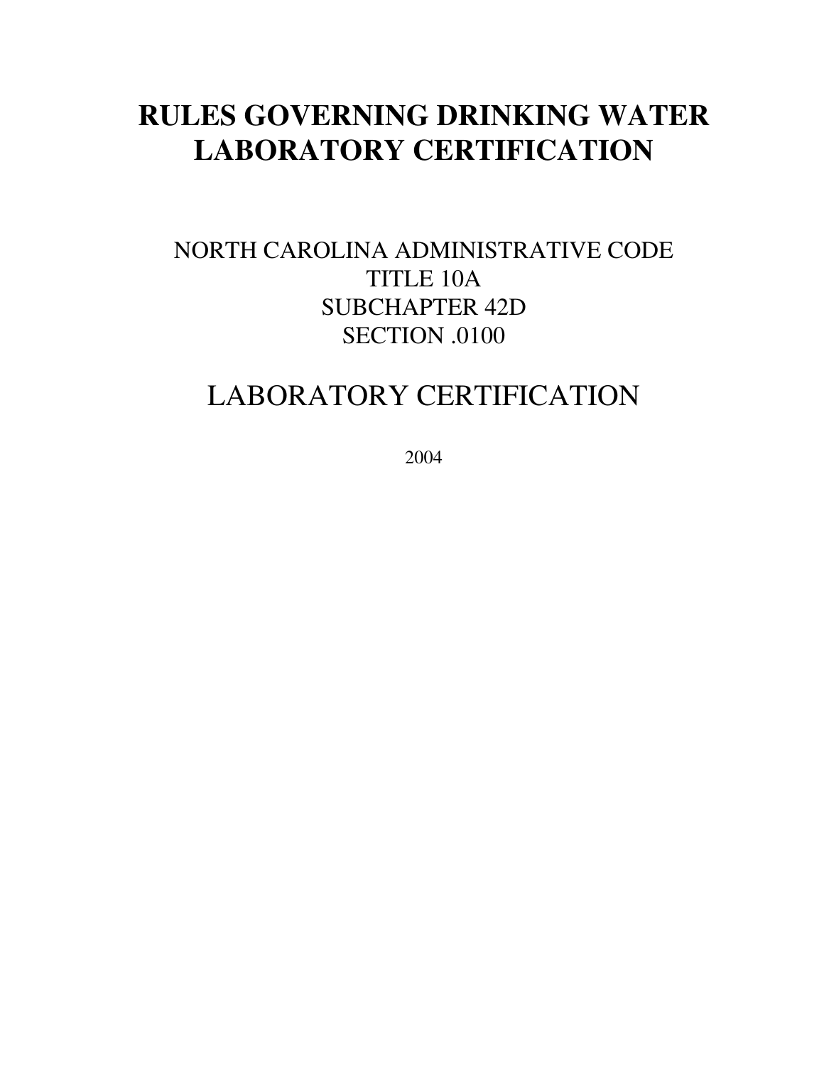# RULES GOVERNING DRINKING WATER LABORATORY CERTIFICATION

NORTH CAROLINA ADMINISTRATIVE CODE
TITLE 10A
SUBCHAPTER 42D
SECTION .0100

## LABORATORY CERTIFICATION

2004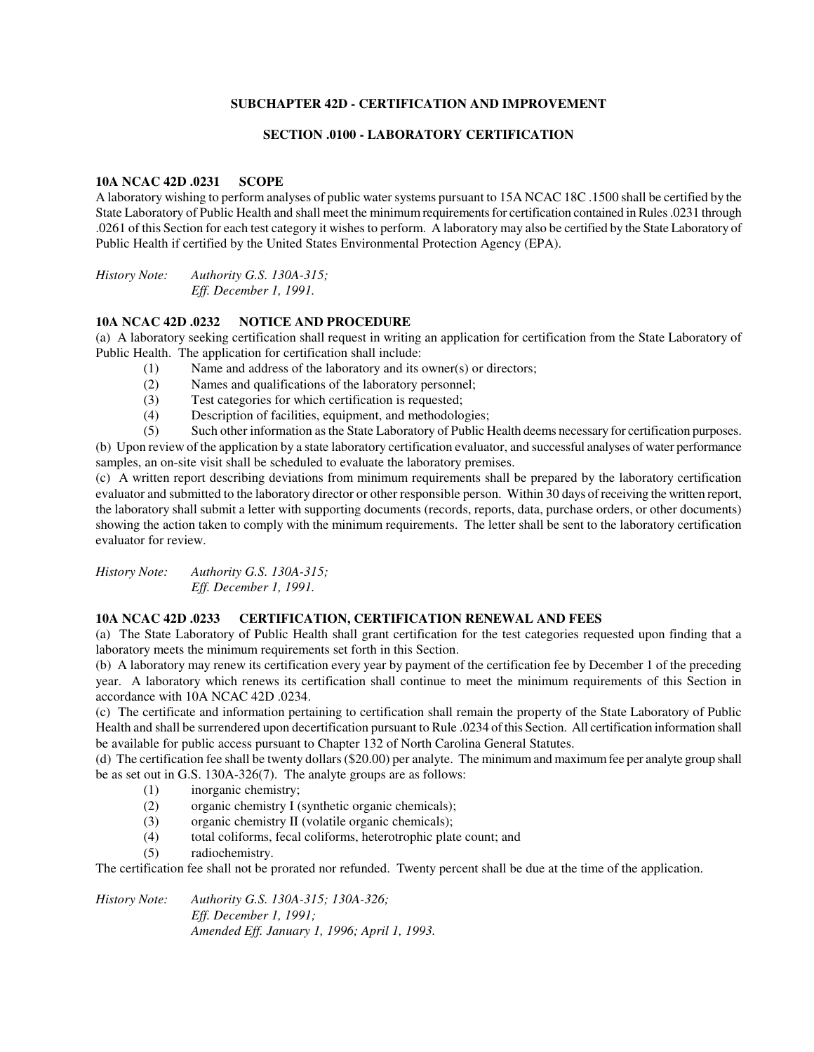## SUBCHAPTER 42D - CERTIFICATION AND IMPROVEMENT

### SECTION .0100 - LABORATORY CERTIFICATION

**10A NCAC 42D .0231 SCOPE**

A laboratory wishing to perform analyses of public water systems pursuant to 15A NCAC 18C .1500 shall be certified by the State Laboratory of Public Health and shall meet the minimum requirements for certification contained in Rules .0231 through .0261 of this Section for each test category it wishes to perform. A laboratory may also be certified by the State Laboratory of Public Health if certified by the United States Environmental Protection Agency (EPA).

*History Note: Authority G.S. 130A-315;*
*Eff. December 1, 1991.*

**10A NCAC 42D .0232 NOTICE AND PROCEDURE**

(a) A laboratory seeking certification shall request in writing an application for certification from the State Laboratory of Public Health. The application for certification shall include:

(1) Name and address of the laboratory and its owner(s) or directors;
(2) Names and qualifications of the laboratory personnel;
(3) Test categories for which certification is requested;
(4) Description of facilities, equipment, and methodologies;
(5) Such other information as the State Laboratory of Public Health deems necessary for certification purposes.

(b) Upon review of the application by a state laboratory certification evaluator, and successful analyses of water performance samples, an on-site visit shall be scheduled to evaluate the laboratory premises.

(c) A written report describing deviations from minimum requirements shall be prepared by the laboratory certification evaluator and submitted to the laboratory director or other responsible person. Within 30 days of receiving the written report, the laboratory shall submit a letter with supporting documents (records, reports, data, purchase orders, or other documents) showing the action taken to comply with the minimum requirements. The letter shall be sent to the laboratory certification evaluator for review.

*History Note: Authority G.S. 130A-315;*
*Eff. December 1, 1991.*

**10A NCAC 42D .0233 CERTIFICATION, CERTIFICATION RENEWAL AND FEES**

(a) The State Laboratory of Public Health shall grant certification for the test categories requested upon finding that a laboratory meets the minimum requirements set forth in this Section.

(b) A laboratory may renew its certification every year by payment of the certification fee by December 1 of the preceding year. A laboratory which renews its certification shall continue to meet the minimum requirements of this Section in accordance with 10A NCAC 42D .0234.

(c) The certificate and information pertaining to certification shall remain the property of the State Laboratory of Public Health and shall be surrendered upon decertification pursuant to Rule .0234 of this Section. All certification information shall be available for public access pursuant to Chapter 132 of North Carolina General Statutes.

(d) The certification fee shall be twenty dollars ($20.00) per analyte. The minimum and maximum fee per analyte group shall be as set out in G.S. 130A-326(7). The analyte groups are as follows:

(1) inorganic chemistry;
(2) organic chemistry I (synthetic organic chemicals);
(3) organic chemistry II (volatile organic chemicals);
(4) total coliforms, fecal coliforms, heterotrophic plate count; and
(5) radiochemistry.

The certification fee shall not be prorated nor refunded. Twenty percent shall be due at the time of the application.

*History Note: Authority G.S. 130A-315; 130A-326;*
*Eff. December 1, 1991;*
*Amended Eff. January 1, 1996; April 1, 1993.*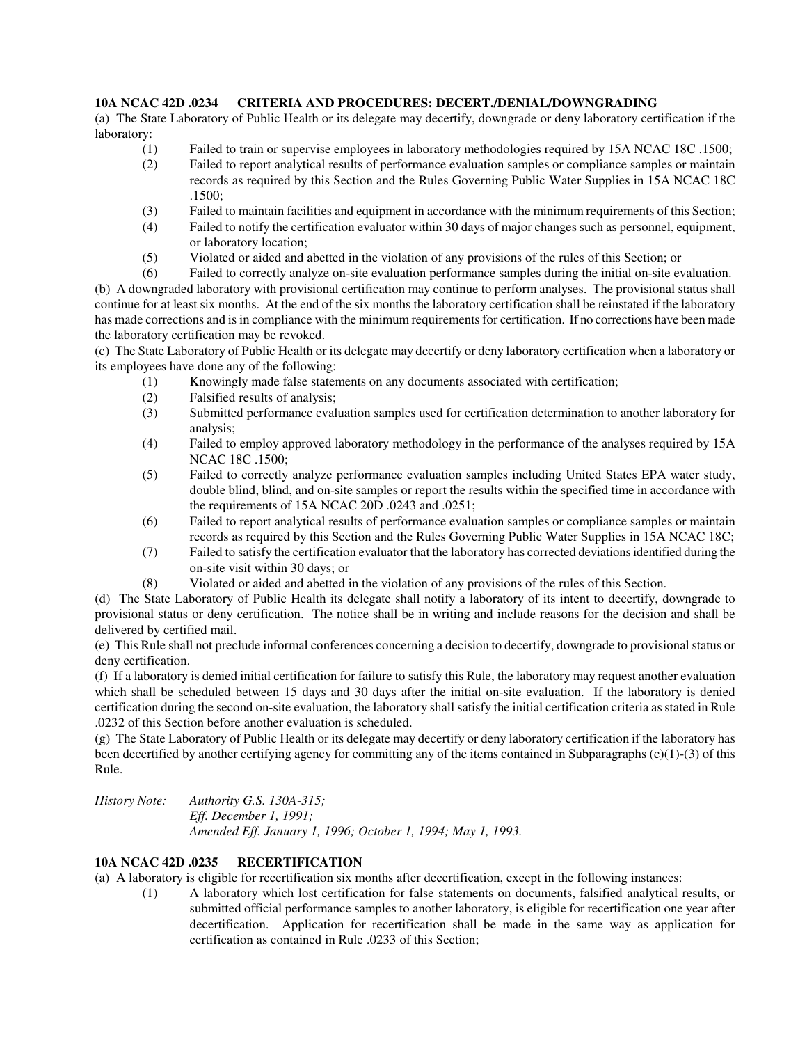**10A NCAC 42D .0234 CRITERIA AND PROCEDURES: DECERT./DENIAL/DOWNGRADING**

(a) The State Laboratory of Public Health or its delegate may decertify, downgrade or deny laboratory certification if the laboratory:

(1) Failed to train or supervise employees in laboratory methodologies required by 15A NCAC 18C .1500;

(2) Failed to report analytical results of performance evaluation samples or compliance samples or maintain records as required by this Section and the Rules Governing Public Water Supplies in 15A NCAC 18C .1500;

(3) Failed to maintain facilities and equipment in accordance with the minimum requirements of this Section;

(4) Failed to notify the certification evaluator within 30 days of major changes such as personnel, equipment, or laboratory location;

(5) Violated or aided and abetted in the violation of any provisions of the rules of this Section; or

(6) Failed to correctly analyze on-site evaluation performance samples during the initial on-site evaluation.

(b) A downgraded laboratory with provisional certification may continue to perform analyses. The provisional status shall continue for at least six months. At the end of the six months the laboratory certification shall be reinstated if the laboratory has made corrections and is in compliance with the minimum requirements for certification. If no corrections have been made the laboratory certification may be revoked.

(c) The State Laboratory of Public Health or its delegate may decertify or deny laboratory certification when a laboratory or its employees have done any of the following:

(1) Knowingly made false statements on any documents associated with certification;

(2) Falsified results of analysis;

(3) Submitted performance evaluation samples used for certification determination to another laboratory for analysis;

(4) Failed to employ approved laboratory methodology in the performance of the analyses required by 15A NCAC 18C .1500;

(5) Failed to correctly analyze performance evaluation samples including United States EPA water study, double blind, blind, and on-site samples or report the results within the specified time in accordance with the requirements of 15A NCAC 20D .0243 and .0251;

(6) Failed to report analytical results of performance evaluation samples or compliance samples or maintain records as required by this Section and the Rules Governing Public Water Supplies in 15A NCAC 18C;

(7) Failed to satisfy the certification evaluator that the laboratory has corrected deviations identified during the on-site visit within 30 days; or

(8) Violated or aided and abetted in the violation of any provisions of the rules of this Section.

(d) The State Laboratory of Public Health its delegate shall notify a laboratory of its intent to decertify, downgrade to provisional status or deny certification. The notice shall be in writing and include reasons for the decision and shall be delivered by certified mail.

(e) This Rule shall not preclude informal conferences concerning a decision to decertify, downgrade to provisional status or deny certification.

(f) If a laboratory is denied initial certification for failure to satisfy this Rule, the laboratory may request another evaluation which shall be scheduled between 15 days and 30 days after the initial on-site evaluation. If the laboratory is denied certification during the second on-site evaluation, the laboratory shall satisfy the initial certification criteria as stated in Rule .0232 of this Section before another evaluation is scheduled.

(g) The State Laboratory of Public Health or its delegate may decertify or deny laboratory certification if the laboratory has been decertified by another certifying agency for committing any of the items contained in Subparagraphs (c)(1)-(3) of this Rule.

*History Note: Authority G.S. 130A-315;*
*Eff. December 1, 1991;*
*Amended Eff. January 1, 1996; October 1, 1994; May 1, 1993.*

**10A NCAC 42D .0235 RECERTIFICATION**

(a) A laboratory is eligible for recertification six months after decertification, except in the following instances:

(1) A laboratory which lost certification for false statements on documents, falsified analytical results, or submitted official performance samples to another laboratory, is eligible for recertification one year after decertification. Application for recertification shall be made in the same way as application for certification as contained in Rule .0233 of this Section;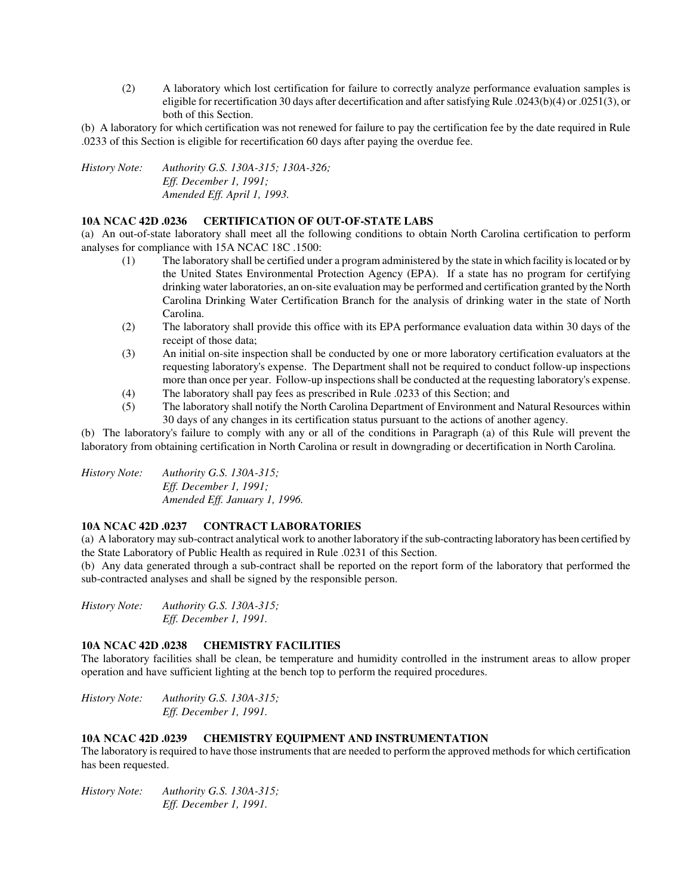(2) A laboratory which lost certification for failure to correctly analyze performance evaluation samples is eligible for recertification 30 days after decertification and after satisfying Rule .0243(b)(4) or .0251(3), or both of this Section.

(b) A laboratory for which certification was not renewed for failure to pay the certification fee by the date required in Rule .0233 of this Section is eligible for recertification 60 days after paying the overdue fee.

*History Note: Authority G.S. 130A-315; 130A-326;*
*Eff. December 1, 1991;*
*Amended Eff. April 1, 1993.*

**10A NCAC 42D .0236 CERTIFICATION OF OUT-OF-STATE LABS**

(a) An out-of-state laboratory shall meet all the following conditions to obtain North Carolina certification to perform analyses for compliance with 15A NCAC 18C .1500:

(1) The laboratory shall be certified under a program administered by the state in which facility is located or by the United States Environmental Protection Agency (EPA). If a state has no program for certifying drinking water laboratories, an on-site evaluation may be performed and certification granted by the North Carolina Drinking Water Certification Branch for the analysis of drinking water in the state of North Carolina.

(2) The laboratory shall provide this office with its EPA performance evaluation data within 30 days of the receipt of those data;

(3) An initial on-site inspection shall be conducted by one or more laboratory certification evaluators at the requesting laboratory's expense. The Department shall not be required to conduct follow-up inspections more than once per year. Follow-up inspections shall be conducted at the requesting laboratory's expense.

(4) The laboratory shall pay fees as prescribed in Rule .0233 of this Section; and

(5) The laboratory shall notify the North Carolina Department of Environment and Natural Resources within 30 days of any changes in its certification status pursuant to the actions of another agency.

(b) The laboratory's failure to comply with any or all of the conditions in Paragraph (a) of this Rule will prevent the laboratory from obtaining certification in North Carolina or result in downgrading or decertification in North Carolina.

*History Note: Authority G.S. 130A-315;*
*Eff. December 1, 1991;*
*Amended Eff. January 1, 1996.*

**10A NCAC 42D .0237 CONTRACT LABORATORIES**

(a) A laboratory may sub-contract analytical work to another laboratory if the sub-contracting laboratory has been certified by the State Laboratory of Public Health as required in Rule .0231 of this Section.

(b) Any data generated through a sub-contract shall be reported on the report form of the laboratory that performed the sub-contracted analyses and shall be signed by the responsible person.

*History Note: Authority G.S. 130A-315;*
*Eff. December 1, 1991.*

**10A NCAC 42D .0238 CHEMISTRY FACILITIES**

The laboratory facilities shall be clean, be temperature and humidity controlled in the instrument areas to allow proper operation and have sufficient lighting at the bench top to perform the required procedures.

*History Note: Authority G.S. 130A-315;*
*Eff. December 1, 1991.*

**10A NCAC 42D .0239 CHEMISTRY EQUIPMENT AND INSTRUMENTATION**

The laboratory is required to have those instruments that are needed to perform the approved methods for which certification has been requested.

*History Note: Authority G.S. 130A-315;*
*Eff. December 1, 1991.*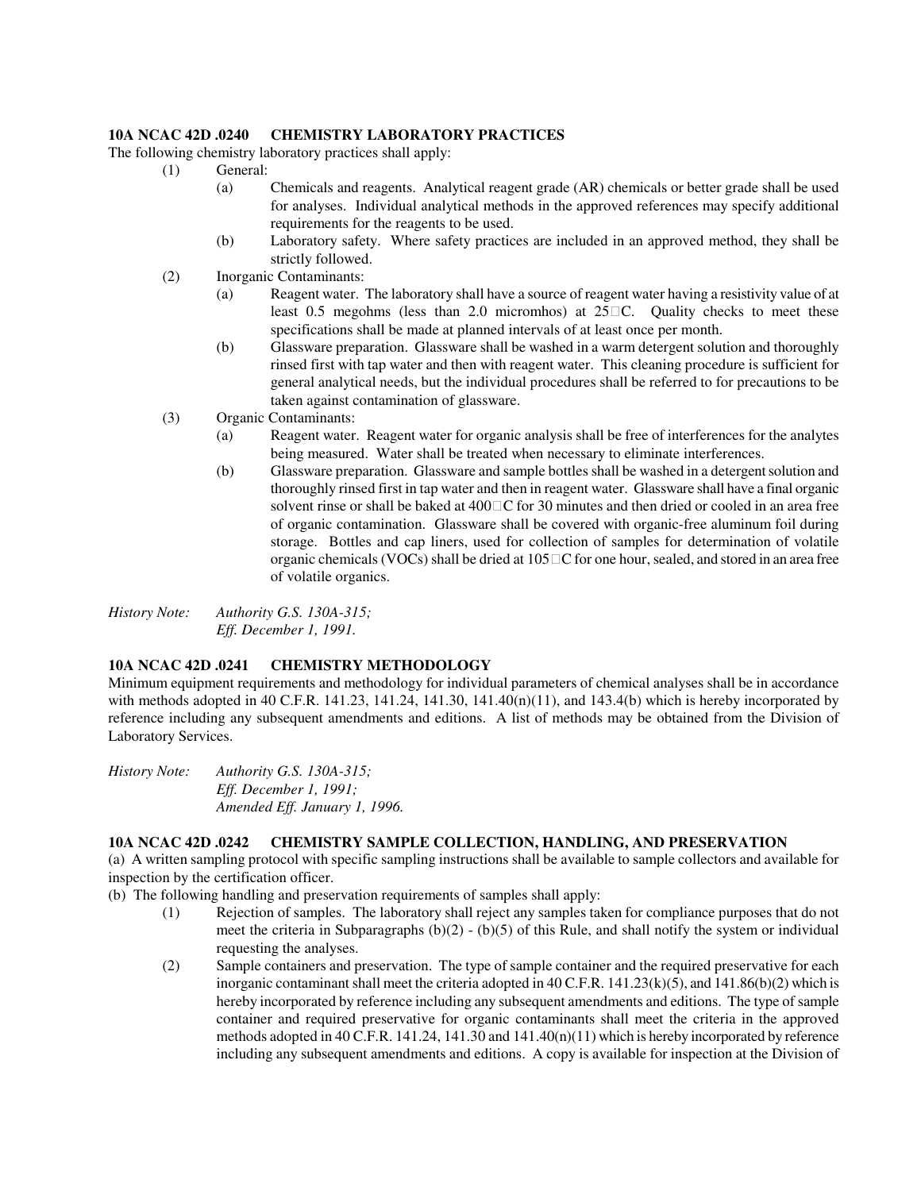**10A NCAC 42D .0240 CHEMISTRY LABORATORY PRACTICES**

The following chemistry laboratory practices shall apply:

(1) General:
   - (a) Chemicals and reagents. Analytical reagent grade (AR) chemicals or better grade shall be used for analyses. Individual analytical methods in the approved references may specify additional requirements for the reagents to be used.
   - (b) Laboratory safety. Where safety practices are included in an approved method, they shall be strictly followed.

(2) Inorganic Contaminants:
   - (a) Reagent water. The laboratory shall have a source of reagent water having a resistivity value of at least 0.5 megohms (less than 2.0 micromhos) at 25°C. Quality checks to meet these specifications shall be made at planned intervals of at least once per month.
   - (b) Glassware preparation. Glassware shall be washed in a warm detergent solution and thoroughly rinsed first with tap water and then with reagent water. This cleaning procedure is sufficient for general analytical needs, but the individual procedures shall be referred to for precautions to be taken against contamination of glassware.

(3) Organic Contaminants:
   - (a) Reagent water. Reagent water for organic analysis shall be free of interferences for the analytes being measured. Water shall be treated when necessary to eliminate interferences.
   - (b) Glassware preparation. Glassware and sample bottles shall be washed in a detergent solution and thoroughly rinsed first in tap water and then in reagent water. Glassware shall have a final organic solvent rinse or shall be baked at 400°C for 30 minutes and then dried or cooled in an area free of organic contamination. Glassware shall be covered with organic-free aluminum foil during storage. Bottles and cap liners, used for collection of samples for determination of volatile organic chemicals (VOCs) shall be dried at 105°C for one hour, sealed, and stored in an area free of volatile organics.

*History Note: Authority G.S. 130A-315;*
*Eff. December 1, 1991.*

**10A NCAC 42D .0241 CHEMISTRY METHODOLOGY**

Minimum equipment requirements and methodology for individual parameters of chemical analyses shall be in accordance with methods adopted in 40 C.F.R. 141.23, 141.24, 141.30, 141.40(n)(11), and 143.4(b) which is hereby incorporated by reference including any subsequent amendments and editions. A list of methods may be obtained from the Division of Laboratory Services.

*History Note: Authority G.S. 130A-315;*
*Eff. December 1, 1991;*
*Amended Eff. January 1, 1996.*

**10A NCAC 42D .0242 CHEMISTRY SAMPLE COLLECTION, HANDLING, AND PRESERVATION**

(a) A written sampling protocol with specific sampling instructions shall be available to sample collectors and available for inspection by the certification officer.

(b) The following handling and preservation requirements of samples shall apply:

(1) Rejection of samples. The laboratory shall reject any samples taken for compliance purposes that do not meet the criteria in Subparagraphs (b)(2) - (b)(5) of this Rule, and shall notify the system or individual requesting the analyses.

(2) Sample containers and preservation. The type of sample container and the required preservative for each inorganic contaminant shall meet the criteria adopted in 40 C.F.R. 141.23(k)(5), and 141.86(b)(2) which is hereby incorporated by reference including any subsequent amendments and editions. The type of sample container and required preservative for organic contaminants shall meet the criteria in the approved methods adopted in 40 C.F.R. 141.24, 141.30 and 141.40(n)(11) which is hereby incorporated by reference including any subsequent amendments and editions. A copy is available for inspection at the Division of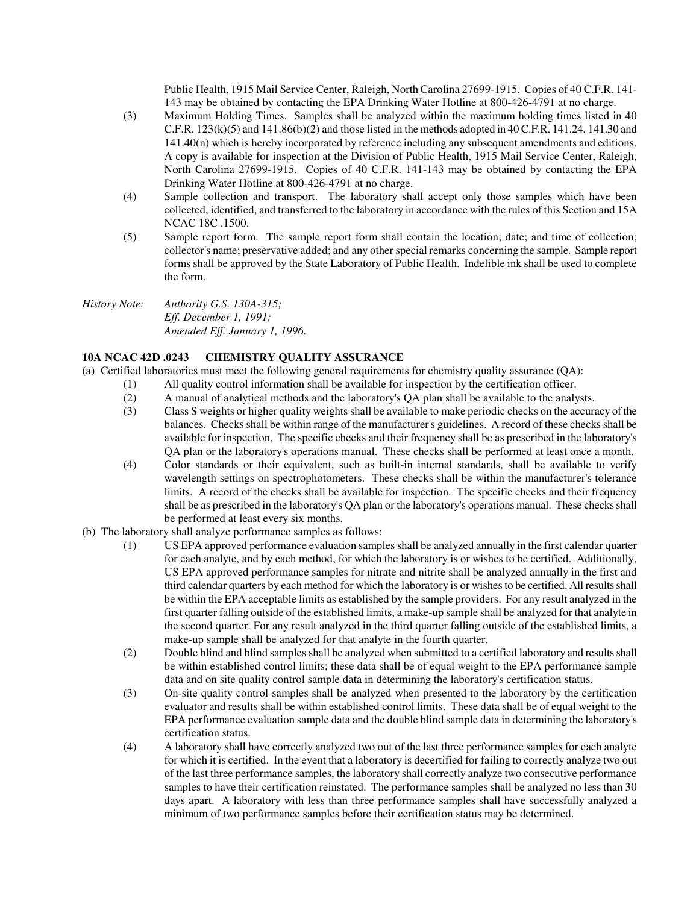Public Health, 1915 Mail Service Center, Raleigh, North Carolina 27699-1915. Copies of 40 C.F.R. 141-143 may be obtained by contacting the EPA Drinking Water Hotline at 800-426-4791 at no charge.

(3) Maximum Holding Times. Samples shall be analyzed within the maximum holding times listed in 40 C.F.R. 123(k)(5) and 141.86(b)(2) and those listed in the methods adopted in 40 C.F.R. 141.24, 141.30 and 141.40(n) which is hereby incorporated by reference including any subsequent amendments and editions. A copy is available for inspection at the Division of Public Health, 1915 Mail Service Center, Raleigh, North Carolina 27699-1915. Copies of 40 C.F.R. 141-143 may be obtained by contacting the EPA Drinking Water Hotline at 800-426-4791 at no charge.

(4) Sample collection and transport. The laboratory shall accept only those samples which have been collected, identified, and transferred to the laboratory in accordance with the rules of this Section and 15A NCAC 18C .1500.

(5) Sample report form. The sample report form shall contain the location; date; and time of collection; collector's name; preservative added; and any other special remarks concerning the sample. Sample report forms shall be approved by the State Laboratory of Public Health. Indelible ink shall be used to complete the form.

*History Note: Authority G.S. 130A-315;*
*Eff. December 1, 1991;*
*Amended Eff. January 1, 1996.*

**10A NCAC 42D .0243 CHEMISTRY QUALITY ASSURANCE**

(a) Certified laboratories must meet the following general requirements for chemistry quality assurance (QA):

(1) All quality control information shall be available for inspection by the certification officer.

(2) A manual of analytical methods and the laboratory's QA plan shall be available to the analysts.

(3) Class S weights or higher quality weights shall be available to make periodic checks on the accuracy of the balances. Checks shall be within range of the manufacturer's guidelines. A record of these checks shall be available for inspection. The specific checks and their frequency shall be as prescribed in the laboratory's QA plan or the laboratory's operations manual. These checks shall be performed at least once a month.

(4) Color standards or their equivalent, such as built-in internal standards, shall be available to verify wavelength settings on spectrophotometers. These checks shall be within the manufacturer's tolerance limits. A record of the checks shall be available for inspection. The specific checks and their frequency shall be as prescribed in the laboratory's QA plan or the laboratory's operations manual. These checks shall be performed at least every six months.

(b) The laboratory shall analyze performance samples as follows:

(1) US EPA approved performance evaluation samples shall be analyzed annually in the first calendar quarter for each analyte, and by each method, for which the laboratory is or wishes to be certified. Additionally, US EPA approved performance samples for nitrate and nitrite shall be analyzed annually in the first and third calendar quarters by each method for which the laboratory is or wishes to be certified. All results shall be within the EPA acceptable limits as established by the sample providers. For any result analyzed in the first quarter falling outside of the established limits, a make-up sample shall be analyzed for that analyte in the second quarter. For any result analyzed in the third quarter falling outside of the established limits, a make-up sample shall be analyzed for that analyte in the fourth quarter.

(2) Double blind and blind samples shall be analyzed when submitted to a certified laboratory and results shall be within established control limits; these data shall be of equal weight to the EPA performance sample data and on site quality control sample data in determining the laboratory's certification status.

(3) On-site quality control samples shall be analyzed when presented to the laboratory by the certification evaluator and results shall be within established control limits. These data shall be of equal weight to the EPA performance evaluation sample data and the double blind sample data in determining the laboratory's certification status.

(4) A laboratory shall have correctly analyzed two out of the last three performance samples for each analyte for which it is certified. In the event that a laboratory is decertified for failing to correctly analyze two out of the last three performance samples, the laboratory shall correctly analyze two consecutive performance samples to have their certification reinstated. The performance samples shall be analyzed no less than 30 days apart. A laboratory with less than three performance samples shall have successfully analyzed a minimum of two performance samples before their certification status may be determined.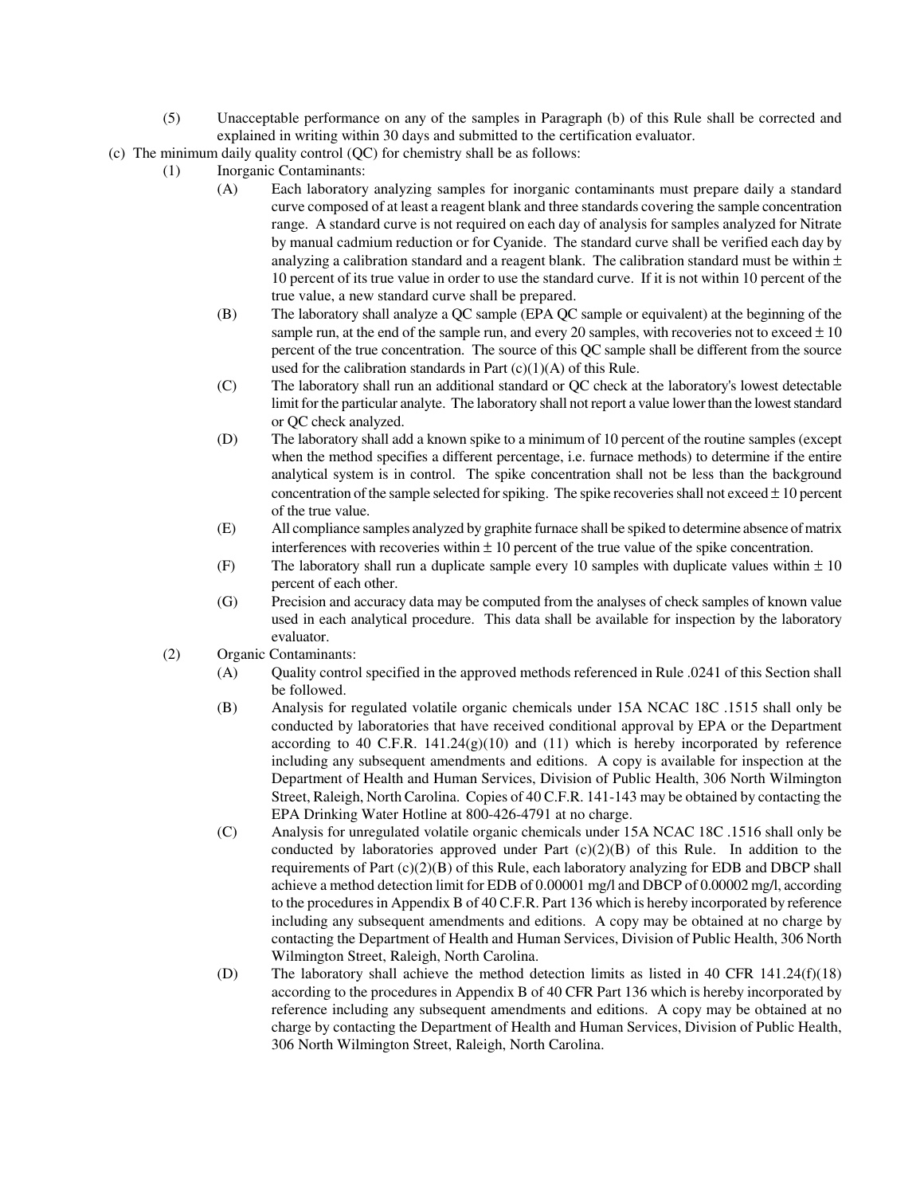(5) Unacceptable performance on any of the samples in Paragraph (b) of this Rule shall be corrected and explained in writing within 30 days and submitted to the certification evaluator.

(c) The minimum daily quality control (QC) for chemistry shall be as follows:

(1) Inorganic Contaminants:

(A) Each laboratory analyzing samples for inorganic contaminants must prepare daily a standard curve composed of at least a reagent blank and three standards covering the sample concentration range. A standard curve is not required on each day of analysis for samples analyzed for Nitrate by manual cadmium reduction or for Cyanide. The standard curve shall be verified each day by analyzing a calibration standard and a reagent blank. The calibration standard must be within ± 10 percent of its true value in order to use the standard curve. If it is not within 10 percent of the true value, a new standard curve shall be prepared.

(B) The laboratory shall analyze a QC sample (EPA QC sample or equivalent) at the beginning of the sample run, at the end of the sample run, and every 20 samples, with recoveries not to exceed ± 10 percent of the true concentration. The source of this QC sample shall be different from the source used for the calibration standards in Part (c)(1)(A) of this Rule.

(C) The laboratory shall run an additional standard or QC check at the laboratory's lowest detectable limit for the particular analyte. The laboratory shall not report a value lower than the lowest standard or QC check analyzed.

(D) The laboratory shall add a known spike to a minimum of 10 percent of the routine samples (except when the method specifies a different percentage, i.e. furnace methods) to determine if the entire analytical system is in control. The spike concentration shall not be less than the background concentration of the sample selected for spiking. The spike recoveries shall not exceed ± 10 percent of the true value.

(E) All compliance samples analyzed by graphite furnace shall be spiked to determine absence of matrix interferences with recoveries within ± 10 percent of the true value of the spike concentration.

(F) The laboratory shall run a duplicate sample every 10 samples with duplicate values within ± 10 percent of each other.

(G) Precision and accuracy data may be computed from the analyses of check samples of known value used in each analytical procedure. This data shall be available for inspection by the laboratory evaluator.

(2) Organic Contaminants:

(A) Quality control specified in the approved methods referenced in Rule .0241 of this Section shall be followed.

(B) Analysis for regulated volatile organic chemicals under 15A NCAC 18C .1515 shall only be conducted by laboratories that have received conditional approval by EPA or the Department according to 40 C.F.R. 141.24(g)(10) and (11) which is hereby incorporated by reference including any subsequent amendments and editions. A copy is available for inspection at the Department of Health and Human Services, Division of Public Health, 306 North Wilmington Street, Raleigh, North Carolina. Copies of 40 C.F.R. 141-143 may be obtained by contacting the EPA Drinking Water Hotline at 800-426-4791 at no charge.

(C) Analysis for unregulated volatile organic chemicals under 15A NCAC 18C .1516 shall only be conducted by laboratories approved under Part (c)(2)(B) of this Rule. In addition to the requirements of Part (c)(2)(B) of this Rule, each laboratory analyzing for EDB and DBCP shall achieve a method detection limit for EDB of 0.00001 mg/l and DBCP of 0.00002 mg/l, according to the procedures in Appendix B of 40 C.F.R. Part 136 which is hereby incorporated by reference including any subsequent amendments and editions. A copy may be obtained at no charge by contacting the Department of Health and Human Services, Division of Public Health, 306 North Wilmington Street, Raleigh, North Carolina.

(D) The laboratory shall achieve the method detection limits as listed in 40 CFR 141.24(f)(18) according to the procedures in Appendix B of 40 CFR Part 136 which is hereby incorporated by reference including any subsequent amendments and editions. A copy may be obtained at no charge by contacting the Department of Health and Human Services, Division of Public Health, 306 North Wilmington Street, Raleigh, North Carolina.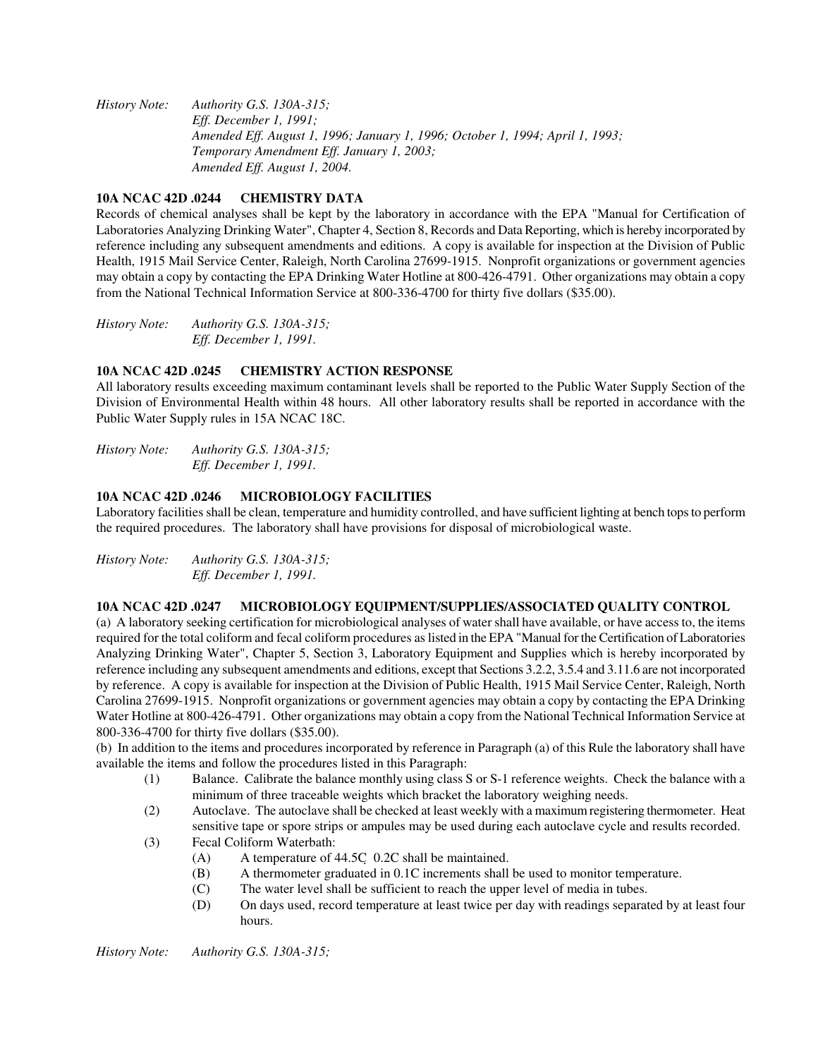*History Note: Authority G.S. 130A-315;*
*Eff. December 1, 1991;*
*Amended Eff. August 1, 1996; January 1, 1996; October 1, 1994; April 1, 1993;*
*Temporary Amendment Eff. January 1, 2003;*
*Amended Eff. August 1, 2004.*

**10A NCAC 42D .0244 CHEMISTRY DATA**

Records of chemical analyses shall be kept by the laboratory in accordance with the EPA "Manual for Certification of Laboratories Analyzing Drinking Water", Chapter 4, Section 8, Records and Data Reporting, which is hereby incorporated by reference including any subsequent amendments and editions. A copy is available for inspection at the Division of Public Health, 1915 Mail Service Center, Raleigh, North Carolina 27699-1915. Nonprofit organizations or government agencies may obtain a copy by contacting the EPA Drinking Water Hotline at 800-426-4791. Other organizations may obtain a copy from the National Technical Information Service at 800-336-4700 for thirty five dollars ($35.00).

*History Note: Authority G.S. 130A-315;*
*Eff. December 1, 1991.*

**10A NCAC 42D .0245 CHEMISTRY ACTION RESPONSE**

All laboratory results exceeding maximum contaminant levels shall be reported to the Public Water Supply Section of the Division of Environmental Health within 48 hours. All other laboratory results shall be reported in accordance with the Public Water Supply rules in 15A NCAC 18C.

*History Note: Authority G.S. 130A-315;*
*Eff. December 1, 1991.*

**10A NCAC 42D .0246 MICROBIOLOGY FACILITIES**

Laboratory facilities shall be clean, temperature and humidity controlled, and have sufficient lighting at bench tops to perform the required procedures. The laboratory shall have provisions for disposal of microbiological waste.

*History Note: Authority G.S. 130A-315;*
*Eff. December 1, 1991.*

**10A NCAC 42D .0247 MICROBIOLOGY EQUIPMENT/SUPPLIES/ASSOCIATED QUALITY CONTROL**

(a) A laboratory seeking certification for microbiological analyses of water shall have available, or have access to, the items required for the total coliform and fecal coliform procedures as listed in the EPA "Manual for the Certification of Laboratories Analyzing Drinking Water", Chapter 5, Section 3, Laboratory Equipment and Supplies which is hereby incorporated by reference including any subsequent amendments and editions, except that Sections 3.2.2, 3.5.4 and 3.11.6 are not incorporated by reference. A copy is available for inspection at the Division of Public Health, 1915 Mail Service Center, Raleigh, North Carolina 27699-1915. Nonprofit organizations or government agencies may obtain a copy by contacting the EPA Drinking Water Hotline at 800-426-4791. Other organizations may obtain a copy from the National Technical Information Service at 800-336-4700 for thirty five dollars ($35.00).

(b) In addition to the items and procedures incorporated by reference in Paragraph (a) of this Rule the laboratory shall have available the items and follow the procedures listed in this Paragraph:

- (1) Balance. Calibrate the balance monthly using class S or S-1 reference weights. Check the balance with a minimum of three traceable weights which bracket the laboratory weighing needs.
- (2) Autoclave. The autoclave shall be checked at least weekly with a maximum registering thermometer. Heat sensitive tape or spore strips or ampules may be used during each autoclave cycle and results recorded.
- (3) Fecal Coliform Waterbath:
  - (A) A temperature of 44.5C̦ 0.2C shall be maintained.
  - (B) A thermometer graduated in 0.1C increments shall be used to monitor temperature.
  - (C) The water level shall be sufficient to reach the upper level of media in tubes.
  - (D) On days used, record temperature at least twice per day with readings separated by at least four hours.

*History Note: Authority G.S. 130A-315;*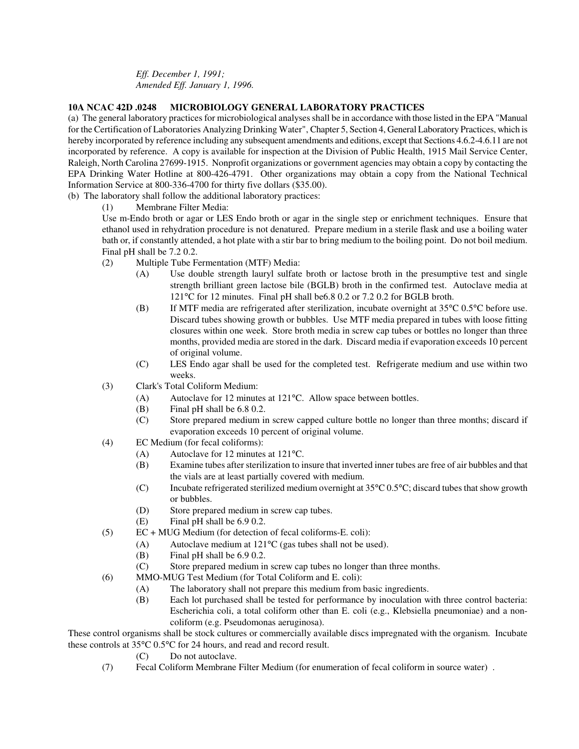*Eff. December 1, 1991;*
*Amended Eff. January 1, 1996.*

**10A NCAC 42D .0248 MICROBIOLOGY GENERAL LABORATORY PRACTICES**

(a) The general laboratory practices for microbiological analyses shall be in accordance with those listed in the EPA "Manual for the Certification of Laboratories Analyzing Drinking Water", Chapter 5, Section 4, General Laboratory Practices, which is hereby incorporated by reference including any subsequent amendments and editions, except that Sections 4.6.2-4.6.11 are not incorporated by reference. A copy is available for inspection at the Division of Public Health, 1915 Mail Service Center, Raleigh, North Carolina 27699-1915. Nonprofit organizations or government agencies may obtain a copy by contacting the EPA Drinking Water Hotline at 800-426-4791. Other organizations may obtain a copy from the National Technical Information Service at 800-336-4700 for thirty five dollars ($35.00).

(b) The laboratory shall follow the additional laboratory practices:

(1) Membrane Filter Media:
Use m-Endo broth or agar or LES Endo broth or agar in the single step or enrichment techniques. Ensure that ethanol used in rehydration procedure is not denatured. Prepare medium in a sterile flask and use a boiling water bath or, if constantly attended, a hot plate with a stir bar to bring medium to the boiling point. Do not boil medium. Final pH shall be 7.2 0.2.

(2) Multiple Tube Fermentation (MTF) Media:

(A) Use double strength lauryl sulfate broth or lactose broth in the presumptive test and single strength brilliant green lactose bile (BGLB) broth in the confirmed test. Autoclave media at 121°C for 12 minutes. Final pH shall be6.8 0.2 or 7.2 0.2 for BGLB broth.

(B) If MTF media are refrigerated after sterilization, incubate overnight at 35°C 0.5°C before use. Discard tubes showing growth or bubbles. Use MTF media prepared in tubes with loose fitting closures within one week. Store broth media in screw cap tubes or bottles no longer than three months, provided media are stored in the dark. Discard media if evaporation exceeds 10 percent of original volume.

(C) LES Endo agar shall be used for the completed test. Refrigerate medium and use within two weeks.

(3) Clark's Total Coliform Medium:

(A) Autoclave for 12 minutes at 121°C. Allow space between bottles.

(B) Final pH shall be 6.8 0.2.

(C) Store prepared medium in screw capped culture bottle no longer than three months; discard if evaporation exceeds 10 percent of original volume.

(4) EC Medium (for fecal coliforms):

(A) Autoclave for 12 minutes at 121°C.

(B) Examine tubes after sterilization to insure that inverted inner tubes are free of air bubbles and that the vials are at least partially covered with medium.

(C) Incubate refrigerated sterilized medium overnight at 35°C 0.5°C; discard tubes that show growth or bubbles.

(D) Store prepared medium in screw cap tubes.

(E) Final pH shall be 6.9 0.2.

(5) EC + MUG Medium (for detection of fecal coliforms-E. coli):

(A) Autoclave medium at 121°C (gas tubes shall not be used).

(B) Final pH shall be 6.9 0.2.

(C) Store prepared medium in screw cap tubes no longer than three months.

(6) MMO-MUG Test Medium (for Total Coliform and E. coli):

(A) The laboratory shall not prepare this medium from basic ingredients.

(B) Each lot purchased shall be tested for performance by inoculation with three control bacteria: Escherichia coli, a total coliform other than E. coli (e.g., Klebsiella pneumoniae) and a non-coliform (e.g. Pseudomonas aeruginosa).

These control organisms shall be stock cultures or commercially available discs impregnated with the organism. Incubate these controls at 35°C 0.5°C for 24 hours, and read and record result.

(C) Do not autoclave.

(7) Fecal Coliform Membrane Filter Medium (for enumeration of fecal coliform in source water) .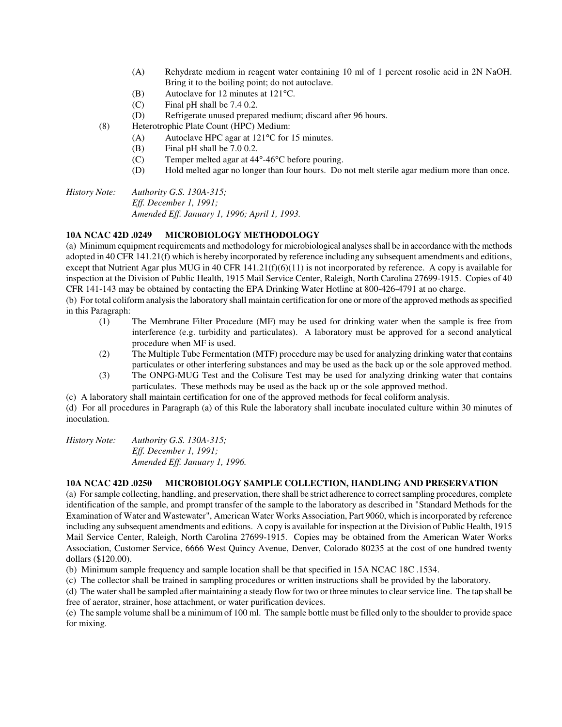(A) Rehydrate medium in reagent water containing 10 ml of 1 percent rosolic acid in 2N NaOH. Bring it to the boiling point; do not autoclave.
(B) Autoclave for 12 minutes at 121°C.
(C) Final pH shall be 7.4 0.2.
(D) Refrigerate unused prepared medium; discard after 96 hours.

(8) Heterotrophic Plate Count (HPC) Medium:
(A) Autoclave HPC agar at 121°C for 15 minutes.
(B) Final pH shall be 7.0 0.2.
(C) Temper melted agar at 44°-46°C before pouring.
(D) Hold melted agar no longer than four hours. Do not melt sterile agar medium more than once.

*History Note: Authority G.S. 130A-315;*
*Eff. December 1, 1991;*
*Amended Eff. January 1, 1996; April 1, 1993.*

**10A NCAC 42D .0249 MICROBIOLOGY METHODOLOGY**

(a) Minimum equipment requirements and methodology for microbiological analyses shall be in accordance with the methods adopted in 40 CFR 141.21(f) which is hereby incorporated by reference including any subsequent amendments and editions, except that Nutrient Agar plus MUG in 40 CFR 141.21(f)(6)(11) is not incorporated by reference. A copy is available for inspection at the Division of Public Health, 1915 Mail Service Center, Raleigh, North Carolina 27699-1915. Copies of 40 CFR 141-143 may be obtained by contacting the EPA Drinking Water Hotline at 800-426-4791 at no charge.

(b) For total coliform analysis the laboratory shall maintain certification for one or more of the approved methods as specified in this Paragraph:

(1) The Membrane Filter Procedure (MF) may be used for drinking water when the sample is free from interference (e.g. turbidity and particulates). A laboratory must be approved for a second analytical procedure when MF is used.
(2) The Multiple Tube Fermentation (MTF) procedure may be used for analyzing drinking water that contains particulates or other interfering substances and may be used as the back up or the sole approved method.
(3) The ONPG-MUG Test and the Colisure Test may be used for analyzing drinking water that contains particulates. These methods may be used as the back up or the sole approved method.

(c) A laboratory shall maintain certification for one of the approved methods for fecal coliform analysis.

(d) For all procedures in Paragraph (a) of this Rule the laboratory shall incubate inoculated culture within 30 minutes of inoculation.

*History Note: Authority G.S. 130A-315;*
*Eff. December 1, 1991;*
*Amended Eff. January 1, 1996.*

**10A NCAC 42D .0250 MICROBIOLOGY SAMPLE COLLECTION, HANDLING AND PRESERVATION**

(a) For sample collecting, handling, and preservation, there shall be strict adherence to correct sampling procedures, complete identification of the sample, and prompt transfer of the sample to the laboratory as described in "Standard Methods for the Examination of Water and Wastewater", American Water Works Association, Part 9060, which is incorporated by reference including any subsequent amendments and editions. A copy is available for inspection at the Division of Public Health, 1915 Mail Service Center, Raleigh, North Carolina 27699-1915. Copies may be obtained from the American Water Works Association, Customer Service, 6666 West Quincy Avenue, Denver, Colorado 80235 at the cost of one hundred twenty dollars ($120.00).

(b) Minimum sample frequency and sample location shall be that specified in 15A NCAC 18C .1534.

(c) The collector shall be trained in sampling procedures or written instructions shall be provided by the laboratory.

(d) The water shall be sampled after maintaining a steady flow for two or three minutes to clear service line. The tap shall be free of aerator, strainer, hose attachment, or water purification devices.

(e) The sample volume shall be a minimum of 100 ml. The sample bottle must be filled only to the shoulder to provide space for mixing.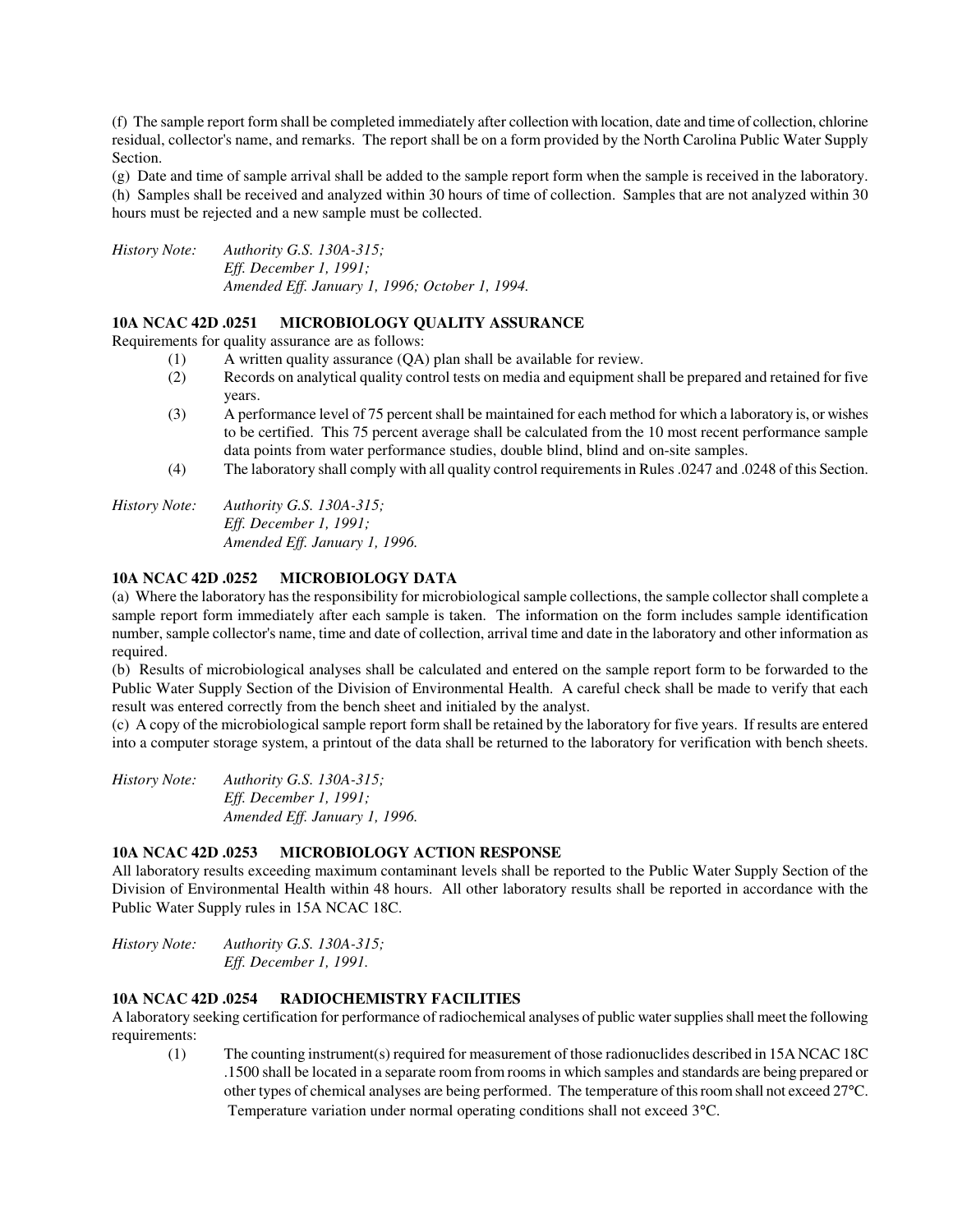(f) The sample report form shall be completed immediately after collection with location, date and time of collection, chlorine residual, collector's name, and remarks. The report shall be on a form provided by the North Carolina Public Water Supply Section.

(g) Date and time of sample arrival shall be added to the sample report form when the sample is received in the laboratory.

(h) Samples shall be received and analyzed within 30 hours of time of collection. Samples that are not analyzed within 30 hours must be rejected and a new sample must be collected.

*History Note: Authority G.S. 130A-315;*
*Eff. December 1, 1991;*
*Amended Eff. January 1, 1996; October 1, 1994.*

### 10A NCAC 42D .0251 MICROBIOLOGY QUALITY ASSURANCE

Requirements for quality assurance are as follows:

(1) A written quality assurance (QA) plan shall be available for review.

(2) Records on analytical quality control tests on media and equipment shall be prepared and retained for five years.

(3) A performance level of 75 percent shall be maintained for each method for which a laboratory is, or wishes to be certified. This 75 percent average shall be calculated from the 10 most recent performance sample data points from water performance studies, double blind, blind and on-site samples.

(4) The laboratory shall comply with all quality control requirements in Rules .0247 and .0248 of this Section.

*History Note: Authority G.S. 130A-315;*
*Eff. December 1, 1991;*
*Amended Eff. January 1, 1996.*

### 10A NCAC 42D .0252 MICROBIOLOGY DATA

(a) Where the laboratory has the responsibility for microbiological sample collections, the sample collector shall complete a sample report form immediately after each sample is taken. The information on the form includes sample identification number, sample collector's name, time and date of collection, arrival time and date in the laboratory and other information as required.

(b) Results of microbiological analyses shall be calculated and entered on the sample report form to be forwarded to the Public Water Supply Section of the Division of Environmental Health. A careful check shall be made to verify that each result was entered correctly from the bench sheet and initialed by the analyst.

(c) A copy of the microbiological sample report form shall be retained by the laboratory for five years. If results are entered into a computer storage system, a printout of the data shall be returned to the laboratory for verification with bench sheets.

*History Note: Authority G.S. 130A-315;*
*Eff. December 1, 1991;*
*Amended Eff. January 1, 1996.*

### 10A NCAC 42D .0253 MICROBIOLOGY ACTION RESPONSE

All laboratory results exceeding maximum contaminant levels shall be reported to the Public Water Supply Section of the Division of Environmental Health within 48 hours. All other laboratory results shall be reported in accordance with the Public Water Supply rules in 15A NCAC 18C.

*History Note: Authority G.S. 130A-315;*
*Eff. December 1, 1991.*

### 10A NCAC 42D .0254 RADIOCHEMISTRY FACILITIES

A laboratory seeking certification for performance of radiochemical analyses of public water supplies shall meet the following requirements:

(1) The counting instrument(s) required for measurement of those radionuclides described in 15A NCAC 18C .1500 shall be located in a separate room from rooms in which samples and standards are being prepared or other types of chemical analyses are being performed. The temperature of this room shall not exceed 27°C. Temperature variation under normal operating conditions shall not exceed 3°C.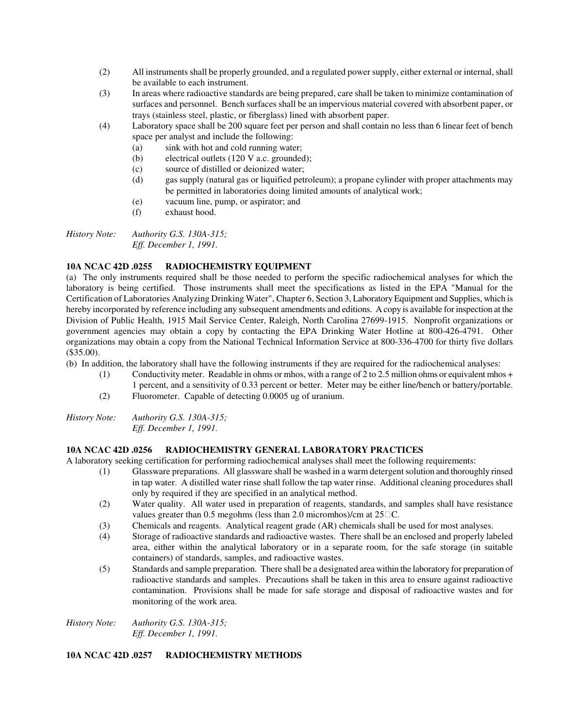(2) All instruments shall be properly grounded, and a regulated power supply, either external or internal, shall be available to each instrument.

(3) In areas where radioactive standards are being prepared, care shall be taken to minimize contamination of surfaces and personnel. Bench surfaces shall be an impervious material covered with absorbent paper, or trays (stainless steel, plastic, or fiberglass) lined with absorbent paper.

(4) Laboratory space shall be 200 square feet per person and shall contain no less than 6 linear feet of bench space per analyst and include the following:
   - (a) sink with hot and cold running water;
   - (b) electrical outlets (120 V a.c. grounded);
   - (c) source of distilled or deionized water;
   - (d) gas supply (natural gas or liquified petroleum); a propane cylinder with proper attachments may be permitted in laboratories doing limited amounts of analytical work;
   - (e) vacuum line, pump, or aspirator; and
   - (f) exhaust hood.

*History Note: Authority G.S. 130A-315;*
*Eff. December 1, 1991.*

**10A NCAC 42D .0255 RADIOCHEMISTRY EQUIPMENT**

(a) The only instruments required shall be those needed to perform the specific radiochemical analyses for which the laboratory is being certified. Those instruments shall meet the specifications as listed in the EPA "Manual for the Certification of Laboratories Analyzing Drinking Water", Chapter 6, Section 3, Laboratory Equipment and Supplies, which is hereby incorporated by reference including any subsequent amendments and editions. A copy is available for inspection at the Division of Public Health, 1915 Mail Service Center, Raleigh, North Carolina 27699-1915. Nonprofit organizations or government agencies may obtain a copy by contacting the EPA Drinking Water Hotline at 800-426-4791. Other organizations may obtain a copy from the National Technical Information Service at 800-336-4700 for thirty five dollars ($35.00).

(b) In addition, the laboratory shall have the following instruments if they are required for the radiochemical analyses:

(1) Conductivity meter. Readable in ohms or mhos, with a range of 2 to 2.5 million ohms or equivalent mhos + 1 percent, and a sensitivity of 0.33 percent or better. Meter may be either line/bench or battery/portable.

(2) Fluorometer. Capable of detecting 0.0005 ug of uranium.

*History Note: Authority G.S. 130A-315;*
*Eff. December 1, 1991.*

**10A NCAC 42D .0256 RADIOCHEMISTRY GENERAL LABORATORY PRACTICES**

A laboratory seeking certification for performing radiochemical analyses shall meet the following requirements:

(1) Glassware preparations. All glassware shall be washed in a warm detergent solution and thoroughly rinsed in tap water. A distilled water rinse shall follow the tap water rinse. Additional cleaning procedures shall only by required if they are specified in an analytical method.

(2) Water quality. All water used in preparation of reagents, standards, and samples shall have resistance values greater than 0.5 megohms (less than 2.0 micromhos)/cm at 25°C.

(3) Chemicals and reagents. Analytical reagent grade (AR) chemicals shall be used for most analyses.

(4) Storage of radioactive standards and radioactive wastes. There shall be an enclosed and properly labeled area, either within the analytical laboratory or in a separate room, for the safe storage (in suitable containers) of standards, samples, and radioactive wastes.

(5) Standards and sample preparation. There shall be a designated area within the laboratory for preparation of radioactive standards and samples. Precautions shall be taken in this area to ensure against radioactive contamination. Provisions shall be made for safe storage and disposal of radioactive wastes and for monitoring of the work area.

*History Note: Authority G.S. 130A-315;*
*Eff. December 1, 1991.*

**10A NCAC 42D .0257 RADIOCHEMISTRY METHODS**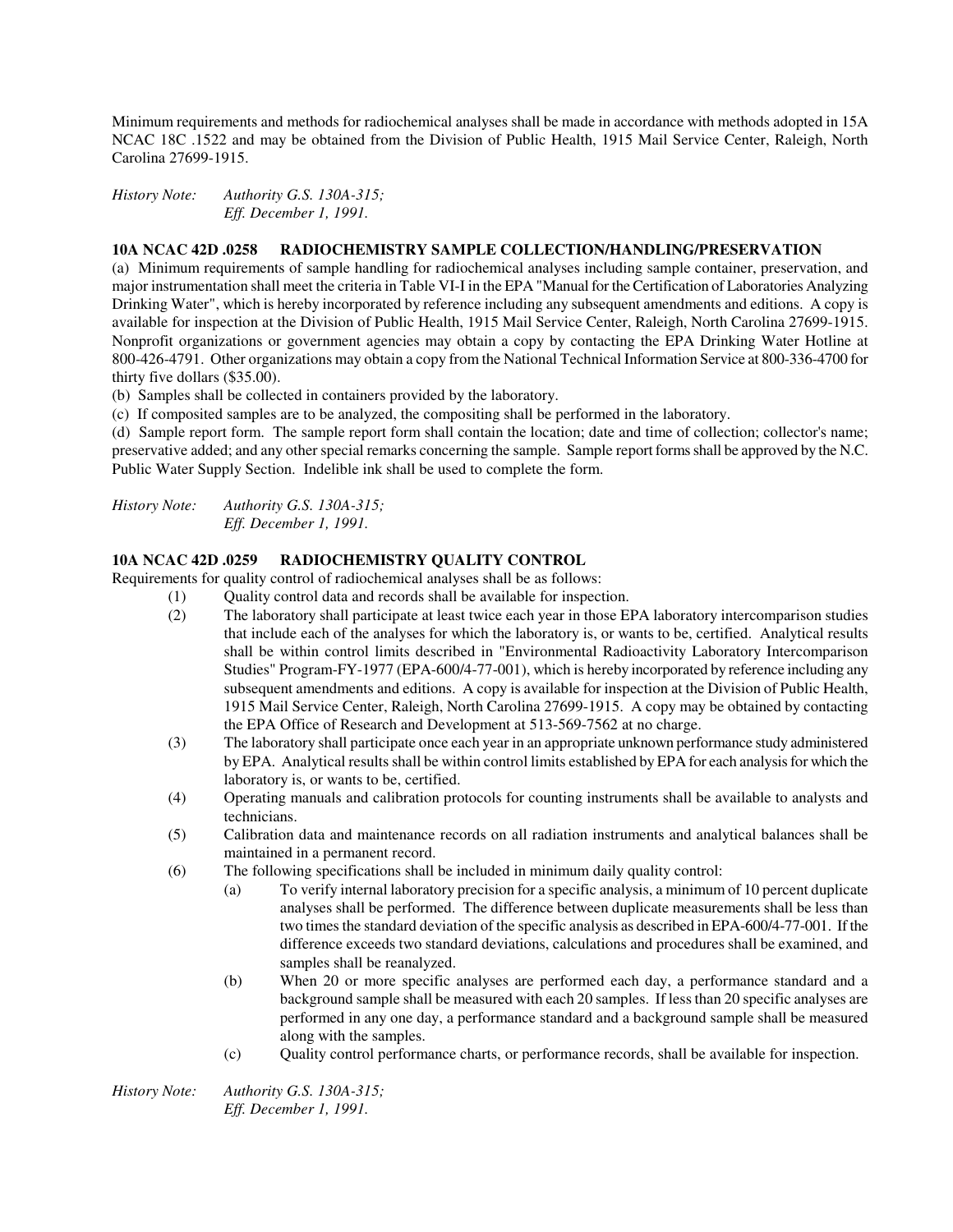Minimum requirements and methods for radiochemical analyses shall be made in accordance with methods adopted in 15A NCAC 18C .1522 and may be obtained from the Division of Public Health, 1915 Mail Service Center, Raleigh, North Carolina 27699-1915.

*History Note: Authority G.S. 130A-315;*
*Eff. December 1, 1991.*

**10A NCAC 42D .0258 RADIOCHEMISTRY SAMPLE COLLECTION/HANDLING/PRESERVATION**

(a) Minimum requirements of sample handling for radiochemical analyses including sample container, preservation, and major instrumentation shall meet the criteria in Table VI-I in the EPA "Manual for the Certification of Laboratories Analyzing Drinking Water", which is hereby incorporated by reference including any subsequent amendments and editions. A copy is available for inspection at the Division of Public Health, 1915 Mail Service Center, Raleigh, North Carolina 27699-1915. Nonprofit organizations or government agencies may obtain a copy by contacting the EPA Drinking Water Hotline at 800-426-4791. Other organizations may obtain a copy from the National Technical Information Service at 800-336-4700 for thirty five dollars ($35.00).

(b) Samples shall be collected in containers provided by the laboratory.

(c) If composited samples are to be analyzed, the compositing shall be performed in the laboratory.

(d) Sample report form. The sample report form shall contain the location; date and time of collection; collector's name; preservative added; and any other special remarks concerning the sample. Sample report forms shall be approved by the N.C. Public Water Supply Section. Indelible ink shall be used to complete the form.

*History Note: Authority G.S. 130A-315;*
*Eff. December 1, 1991.*

**10A NCAC 42D .0259 RADIOCHEMISTRY QUALITY CONTROL**

Requirements for quality control of radiochemical analyses shall be as follows:

(1) Quality control data and records shall be available for inspection.

(2) The laboratory shall participate at least twice each year in those EPA laboratory intercomparison studies that include each of the analyses for which the laboratory is, or wants to be, certified. Analytical results shall be within control limits described in "Environmental Radioactivity Laboratory Intercomparison Studies" Program-FY-1977 (EPA-600/4-77-001), which is hereby incorporated by reference including any subsequent amendments and editions. A copy is available for inspection at the Division of Public Health, 1915 Mail Service Center, Raleigh, North Carolina 27699-1915. A copy may be obtained by contacting the EPA Office of Research and Development at 513-569-7562 at no charge.

(3) The laboratory shall participate once each year in an appropriate unknown performance study administered by EPA. Analytical results shall be within control limits established by EPA for each analysis for which the laboratory is, or wants to be, certified.

(4) Operating manuals and calibration protocols for counting instruments shall be available to analysts and technicians.

(5) Calibration data and maintenance records on all radiation instruments and analytical balances shall be maintained in a permanent record.

(6) The following specifications shall be included in minimum daily quality control:

(a) To verify internal laboratory precision for a specific analysis, a minimum of 10 percent duplicate analyses shall be performed. The difference between duplicate measurements shall be less than two times the standard deviation of the specific analysis as described in EPA-600/4-77-001. If the difference exceeds two standard deviations, calculations and procedures shall be examined, and samples shall be reanalyzed.

(b) When 20 or more specific analyses are performed each day, a performance standard and a background sample shall be measured with each 20 samples. If less than 20 specific analyses are performed in any one day, a performance standard and a background sample shall be measured along with the samples.

(c) Quality control performance charts, or performance records, shall be available for inspection.

*History Note: Authority G.S. 130A-315;*
*Eff. December 1, 1991.*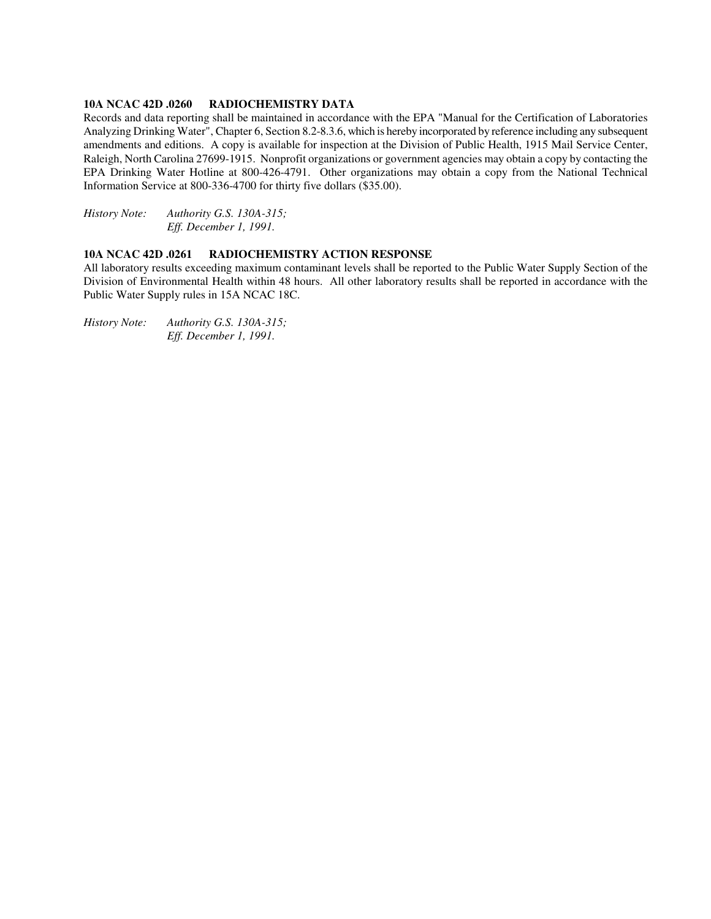**10A NCAC 42D .0260 RADIOCHEMISTRY DATA**

Records and data reporting shall be maintained in accordance with the EPA "Manual for the Certification of Laboratories Analyzing Drinking Water", Chapter 6, Section 8.2-8.3.6, which is hereby incorporated by reference including any subsequent amendments and editions. A copy is available for inspection at the Division of Public Health, 1915 Mail Service Center, Raleigh, North Carolina 27699-1915. Nonprofit organizations or government agencies may obtain a copy by contacting the EPA Drinking Water Hotline at 800-426-4791. Other organizations may obtain a copy from the National Technical Information Service at 800-336-4700 for thirty five dollars ($35.00).

*History Note: Authority G.S. 130A-315;*
*Eff. December 1, 1991.*

**10A NCAC 42D .0261 RADIOCHEMISTRY ACTION RESPONSE**

All laboratory results exceeding maximum contaminant levels shall be reported to the Public Water Supply Section of the Division of Environmental Health within 48 hours. All other laboratory results shall be reported in accordance with the Public Water Supply rules in 15A NCAC 18C.

*History Note: Authority G.S. 130A-315;*
*Eff. December 1, 1991.*